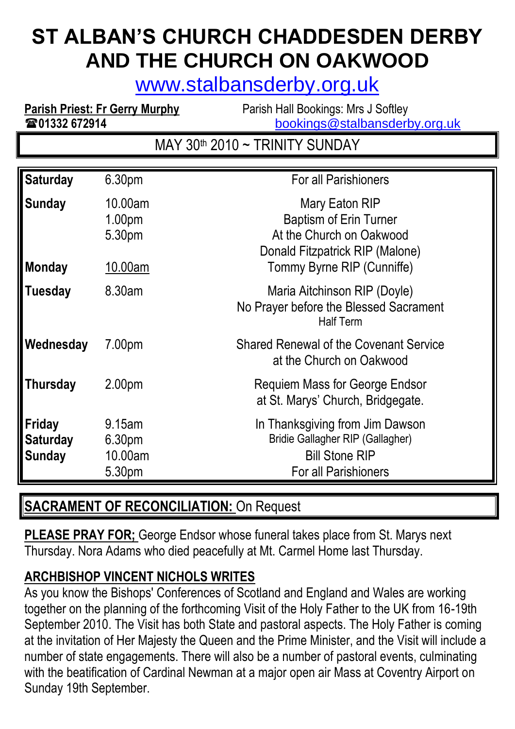# ST ALBAN'S CHURCH CHADDESDEN DERBY AND THE CHURCH ON OAKWOOD

www.stalbansderby.org.uk

**Parish Priest: Fr Gerry Murphy**
☎01332 672914

Parish Hall Bookings: Mrs J Softley
bookings@stalbansderby.org.uk

MAY 30th 2010 ~ TRINITY SUNDAY

| | | |
|---|---|---|
| **Saturday** | 6.30pm | For all Parishioners |
| **Sunday** | 10.00am | Mary Eaton RIP |
| | 1.00pm | Baptism of Erin Turner |
| | 5.30pm | At the Church on Oakwood |
| | | Donald Fitzpatrick RIP (Malone) |
| **Monday** | 10.00am | Tommy Byrne RIP (Cunniffe) |
| **Tuesday** | 8.30am | Maria Aitchinson RIP (Doyle) |
| | | No Prayer before the Blessed Sacrament |
| | | Half Term |
| **Wednesday** | 7.00pm | Shared Renewal of the Covenant Service at the Church on Oakwood |
| **Thursday** | 2.00pm | Requiem Mass for George Endsor at St. Marys' Church, Bridgegate. |
| **Friday** | 9.15am | In Thanksgiving from Jim Dawson |
| **Saturday** | 6.30pm | Bridie Gallagher RIP (Gallagher) |
| **Sunday** | 10.00am | Bill Stone RIP |
| | 5.30pm | For all Parishioners |

**SACRAMENT OF RECONCILIATION:** On Request

**PLEASE PRAY FOR;** George Endsor whose funeral takes place from St. Marys next Thursday. Nora Adams who died peacefully at Mt. Carmel Home last Thursday.

## ARCHBISHOP VINCENT NICHOLS WRITES

As you know the Bishops' Conferences of Scotland and England and Wales are working together on the planning of the forthcoming Visit of the Holy Father to the UK from 16-19th September 2010. The Visit has both State and pastoral aspects. The Holy Father is coming at the invitation of Her Majesty the Queen and the Prime Minister, and the Visit will include a number of state engagements. There will also be a number of pastoral events, culminating with the beatification of Cardinal Newman at a major open air Mass at Coventry Airport on Sunday 19th September.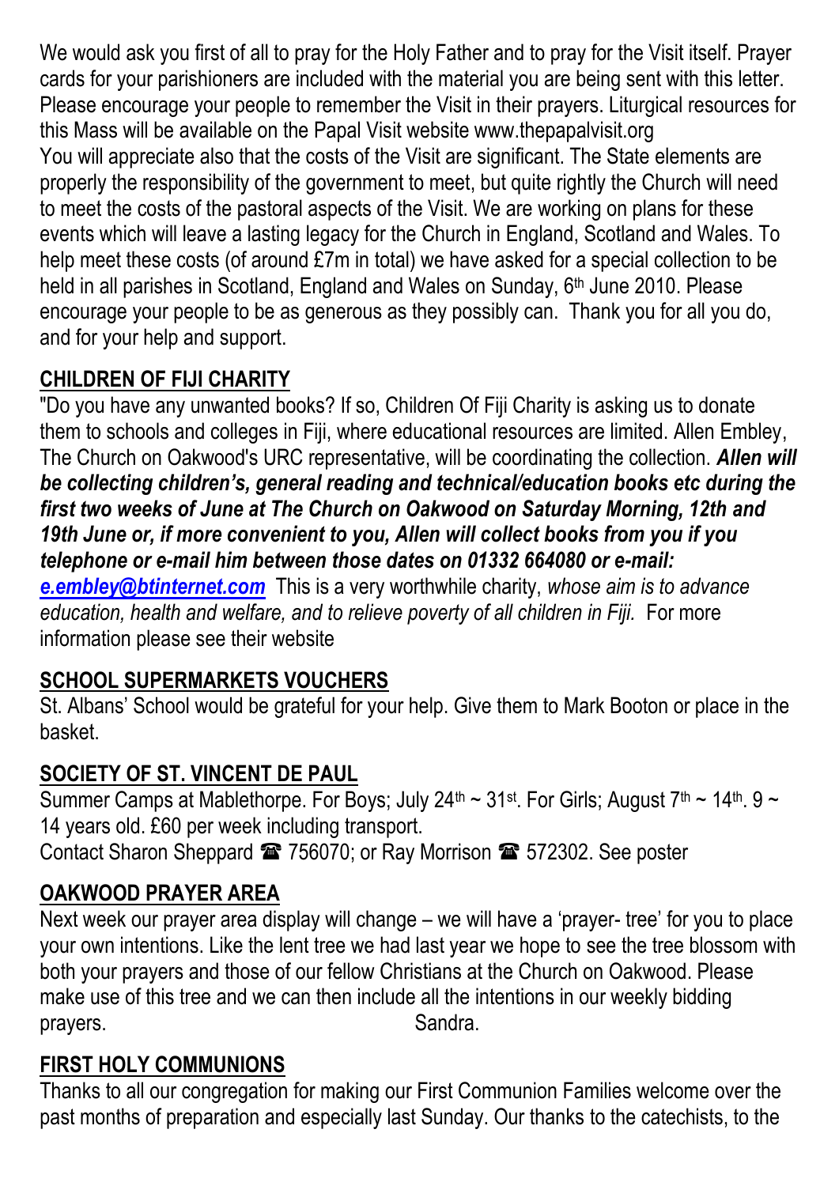We would ask you first of all to pray for the Holy Father and to pray for the Visit itself. Prayer cards for your parishioners are included with the material you are being sent with this letter. Please encourage your people to remember the Visit in their prayers. Liturgical resources for this Mass will be available on the Papal Visit website www.thepapalvisit.org
You will appreciate also that the costs of the Visit are significant. The State elements are properly the responsibility of the government to meet, but quite rightly the Church will need to meet the costs of the pastoral aspects of the Visit. We are working on plans for these events which will leave a lasting legacy for the Church in England, Scotland and Wales. To help meet these costs (of around £7m in total) we have asked for a special collection to be held in all parishes in Scotland, England and Wales on Sunday, 6th June 2010. Please encourage your people to be as generous as they possibly can. Thank you for all you do, and for your help and support.

## CHILDREN OF FIJI CHARITY

"Do you have any unwanted books? If so, Children Of Fiji Charity is asking us to donate them to schools and colleges in Fiji, where educational resources are limited. Allen Embley, The Church on Oakwood's URC representative, will be coordinating the collection. ***Allen will be collecting children's, general reading and technical/education books etc during the first two weeks of June at The Church on Oakwood on Saturday Morning, 12th and 19th June or, if more convenient to you, Allen will collect books from you if you telephone or e-mail him between those dates on 01332 664080 or e-mail: e.embley@btinternet.com*** This is a very worthwhile charity, *whose aim is to advance education, health and welfare, and to relieve poverty of all children in Fiji.* For more information please see their website

## SCHOOL SUPERMARKETS VOUCHERS

St. Albans' School would be grateful for your help. Give them to Mark Booton or place in the basket.

## SOCIETY OF ST. VINCENT DE PAUL

Summer Camps at Mablethorpe. For Boys; July 24th ~ 31st. For Girls; August 7th ~ 14th. 9 ~ 14 years old. £60 per week including transport.
Contact Sharon Sheppard ☎ 756070; or Ray Morrison ☎ 572302. See poster

## OAKWOOD PRAYER AREA

Next week our prayer area display will change – we will have a 'prayer- tree' for you to place your own intentions. Like the lent tree we had last year we hope to see the tree blossom with both your prayers and those of our fellow Christians at the Church on Oakwood. Please make use of this tree and we can then include all the intentions in our weekly bidding prayers. Sandra.

## FIRST HOLY COMMUNIONS

Thanks to all our congregation for making our First Communion Families welcome over the past months of preparation and especially last Sunday. Our thanks to the catechists, to the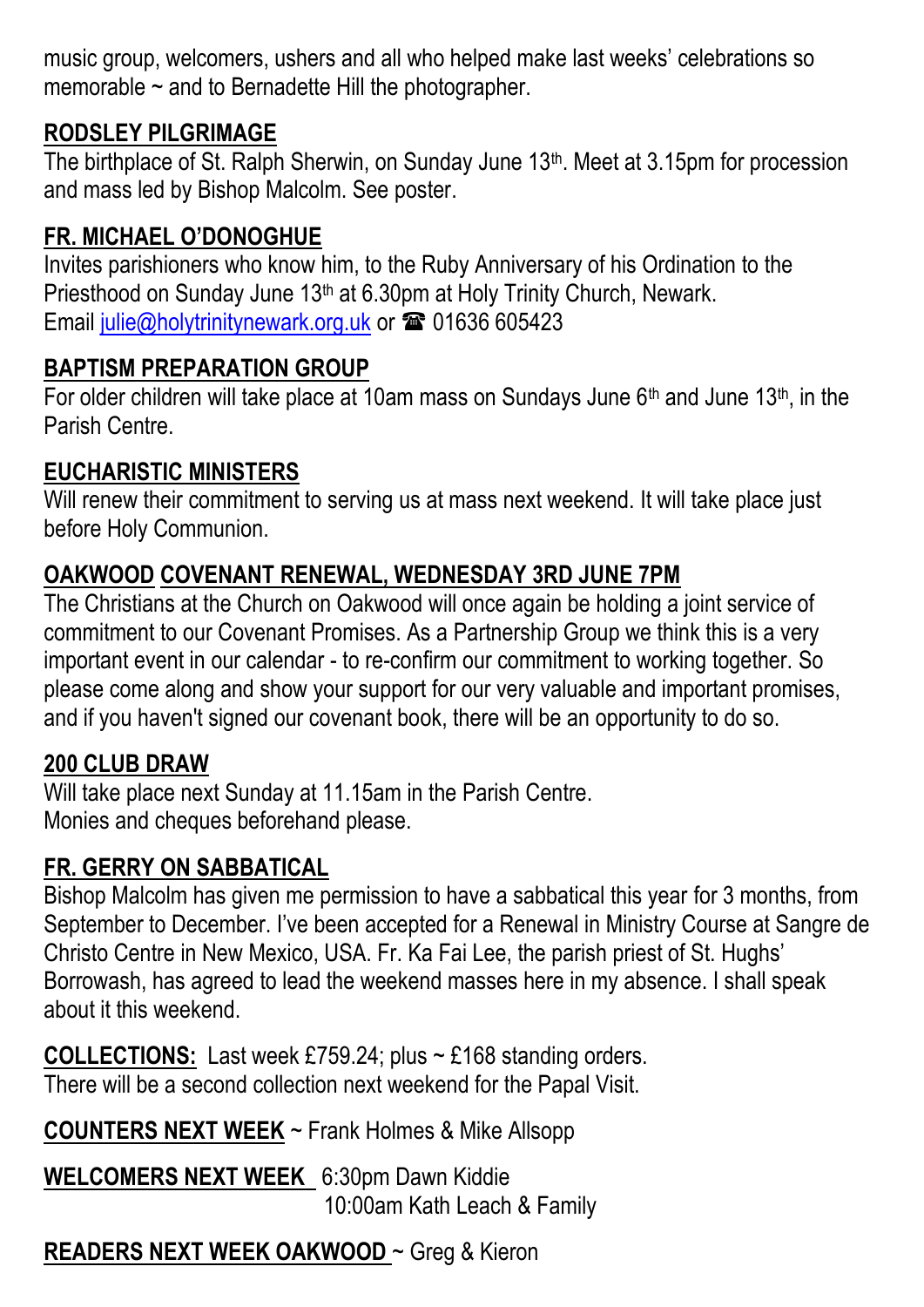music group, welcomers, ushers and all who helped make last weeks' celebrations so memorable ~ and to Bernadette Hill the photographer.

## RODSLEY PILGRIMAGE

The birthplace of St. Ralph Sherwin, on Sunday June 13th. Meet at 3.15pm for procession and mass led by Bishop Malcolm. See poster.

## FR. MICHAEL O'DONOGHUE

Invites parishioners who know him, to the Ruby Anniversary of his Ordination to the Priesthood on Sunday June 13th at 6.30pm at Holy Trinity Church, Newark.
Email julie@holytrinitynewark.org.uk or ☎ 01636 605423

## BAPTISM PREPARATION GROUP

For older children will take place at 10am mass on Sundays June 6th and June 13th, in the Parish Centre.

## EUCHARISTIC MINISTERS

Will renew their commitment to serving us at mass next weekend. It will take place just before Holy Communion.

## OAKWOOD COVENANT RENEWAL, WEDNESDAY 3RD JUNE 7PM

The Christians at the Church on Oakwood will once again be holding a joint service of commitment to our Covenant Promises. As a Partnership Group we think this is a very important event in our calendar - to re-confirm our commitment to working together. So please come along and show your support for our very valuable and important promises, and if you haven't signed our covenant book, there will be an opportunity to do so.

## 200 CLUB DRAW

Will take place next Sunday at 11.15am in the Parish Centre.
Monies and cheques beforehand please.

## FR. GERRY ON SABBATICAL

Bishop Malcolm has given me permission to have a sabbatical this year for 3 months, from September to December. I've been accepted for a Renewal in Ministry Course at Sangre de Christo Centre in New Mexico, USA. Fr. Ka Fai Lee, the parish priest of St. Hughs' Borrowash, has agreed to lead the weekend masses here in my absence. I shall speak about it this weekend.

**COLLECTIONS:** Last week £759.24; plus ~ £168 standing orders.
There will be a second collection next weekend for the Papal Visit.

**COUNTERS NEXT WEEK** ~ Frank Holmes & Mike Allsopp

**WELCOMERS NEXT WEEK** 6:30pm Dawn Kiddie
10:00am Kath Leach & Family

**READERS NEXT WEEK OAKWOOD** ~ Greg & Kieron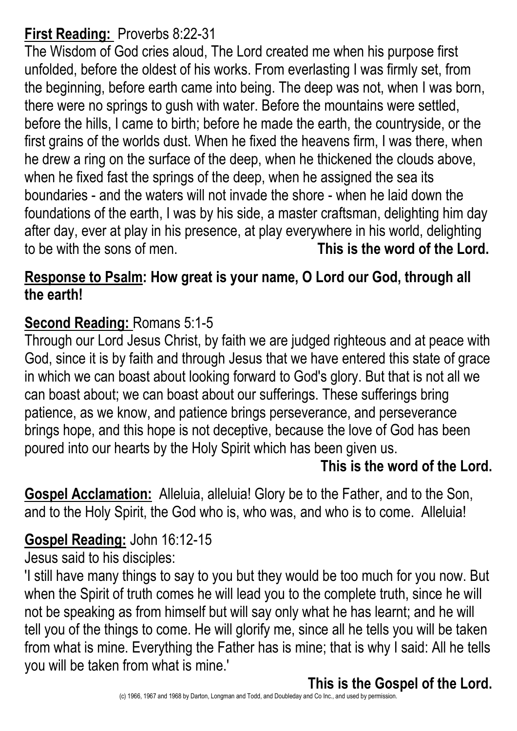**First Reading:** Proverbs 8:22-31

The Wisdom of God cries aloud, The Lord created me when his purpose first unfolded, before the oldest of his works. From everlasting I was firmly set, from the beginning, before earth came into being. The deep was not, when I was born, there were no springs to gush with water. Before the mountains were settled, before the hills, I came to birth; before he made the earth, the countryside, or the first grains of the worlds dust. When he fixed the heavens firm, I was there, when he drew a ring on the surface of the deep, when he thickened the clouds above, when he fixed fast the springs of the deep, when he assigned the sea its boundaries - and the waters will not invade the shore - when he laid down the foundations of the earth, I was by his side, a master craftsman, delighting him day after day, ever at play in his presence, at play everywhere in his world, delighting to be with the sons of men. **This is the word of the Lord.**

**Response to Psalm: How great is your name, O Lord our God, through all the earth!**

**Second Reading:** Romans 5:1-5

Through our Lord Jesus Christ, by faith we are judged righteous and at peace with God, since it is by faith and through Jesus that we have entered this state of grace in which we can boast about looking forward to God's glory. But that is not all we can boast about; we can boast about our sufferings. These sufferings bring patience, as we know, and patience brings perseverance, and perseverance brings hope, and this hope is not deceptive, because the love of God has been poured into our hearts by the Holy Spirit which has been given us.

**This is the word of the Lord.**

**Gospel Acclamation:** Alleluia, alleluia! Glory be to the Father, and to the Son, and to the Holy Spirit, the God who is, who was, and who is to come. Alleluia!

**Gospel Reading:** John 16:12-15

Jesus said to his disciples:

'I still have many things to say to you but they would be too much for you now. But when the Spirit of truth comes he will lead you to the complete truth, since he will not be speaking as from himself but will say only what he has learnt; and he will tell you of the things to come. He will glorify me, since all he tells you will be taken from what is mine. Everything the Father has is mine; that is why I said: All he tells you will be taken from what is mine.'

**This is the Gospel of the Lord.**

(c) 1966, 1967 and 1968 by Darton, Longman and Todd, and Doubleday and Co Inc., and used by permission.